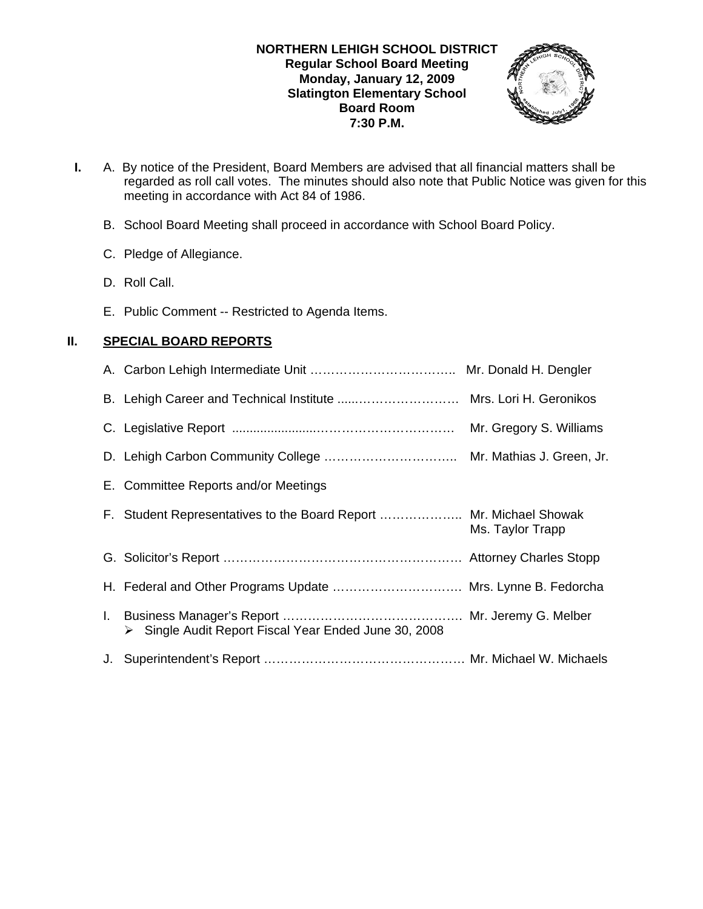**NORTHERN LEHIGH SCHOOL DISTRICT**
**Regular School Board Meeting**
**Monday, January 12, 2009**
**Slatington Elementary School**
**Board Room**
**7:30 P.M.**

**I.** A. By notice of the President, Board Members are advised that all financial matters shall be regarded as roll call votes. The minutes should also note that Public Notice was given for this meeting in accordance with Act 84 of 1986.

B. School Board Meeting shall proceed in accordance with School Board Policy.

C. Pledge of Allegiance.

D. Roll Call.

E. Public Comment -- Restricted to Agenda Items.

## II. SPECIAL BOARD REPORTS

A. Carbon Lehigh Intermediate Unit …………………………….. Mr. Donald H. Dengler

B. Lehigh Career and Technical Institute ......…………………… Mrs. Lori H. Geronikos

C. Legislative Report .......................…………………………… Mr. Gregory S. Williams

D. Lehigh Carbon Community College ………………………….. Mr. Mathias J. Green, Jr.

E. Committee Reports and/or Meetings

F. Student Representatives to the Board Report ……………….. Mr. Michael Showak
Ms. Taylor Trapp

G. Solicitor's Report ………………………………………………… Attorney Charles Stopp

H. Federal and Other Programs Update ………………………… Mrs. Lynne B. Fedorcha

I. Business Manager's Report ……………………………………. Mr. Jeremy G. Melber
- Single Audit Report Fiscal Year Ended June 30, 2008

J. Superintendent's Report ………………………………………… Mr. Michael W. Michaels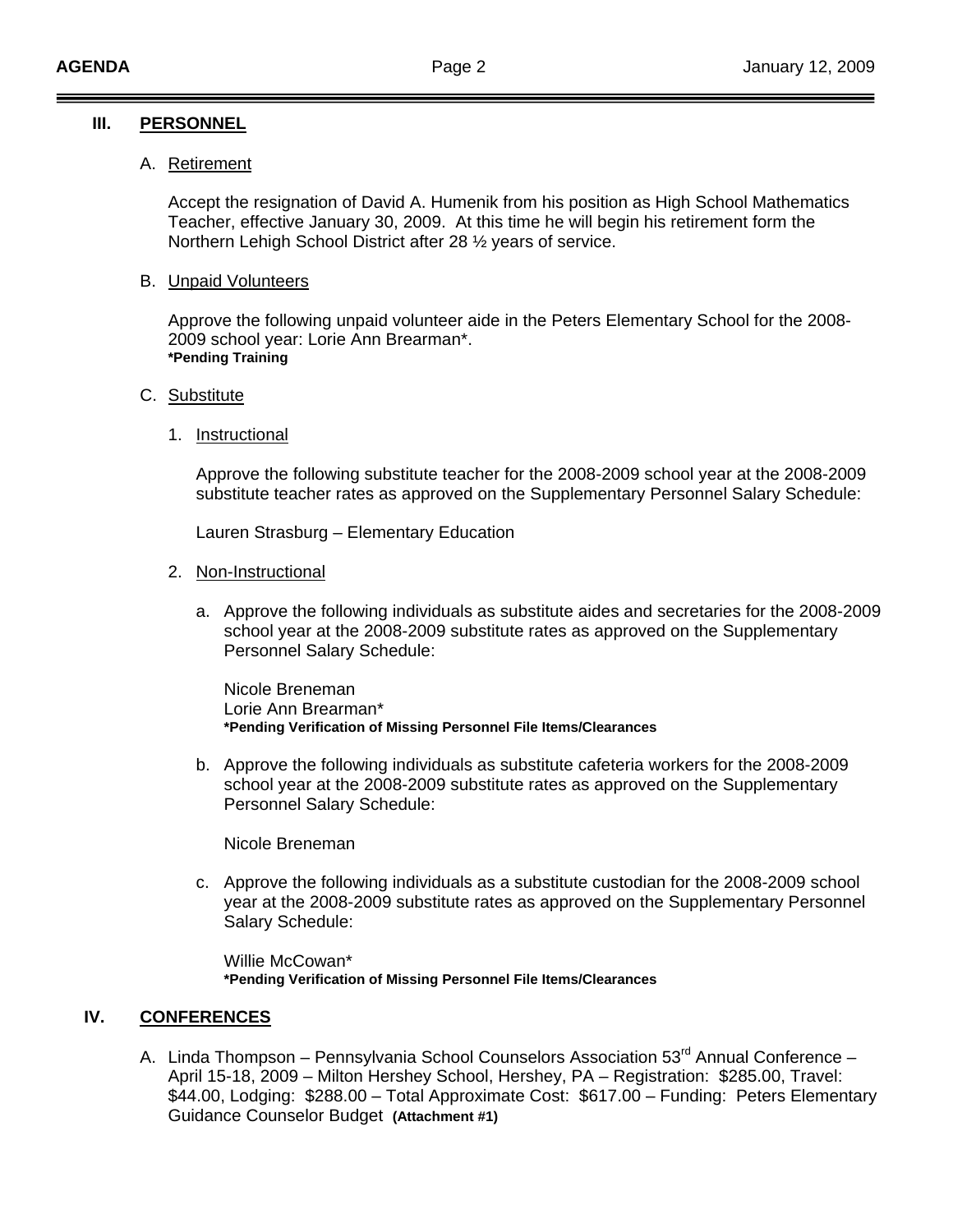## III. PERSONNEL

A. Retirement

Accept the resignation of David A. Humenik from his position as High School Mathematics Teacher, effective January 30, 2009. At this time he will begin his retirement form the Northern Lehigh School District after 28 ½ years of service.

B. Unpaid Volunteers

Approve the following unpaid volunteer aide in the Peters Elementary School for the 2008-2009 school year: Lorie Ann Brearman*.
**\*Pending Training**

C. Substitute

1. Instructional

   Approve the following substitute teacher for the 2008-2009 school year at the 2008-2009 substitute teacher rates as approved on the Supplementary Personnel Salary Schedule:

   Lauren Strasburg – Elementary Education

2. Non-Instructional

   a. Approve the following individuals as substitute aides and secretaries for the 2008-2009 school year at the 2008-2009 substitute rates as approved on the Supplementary Personnel Salary Schedule:

      Nicole Breneman
      Lorie Ann Brearman*
      **\*Pending Verification of Missing Personnel File Items/Clearances**

   b. Approve the following individuals as substitute cafeteria workers for the 2008-2009 school year at the 2008-2009 substitute rates as approved on the Supplementary Personnel Salary Schedule:

      Nicole Breneman

   c. Approve the following individuals as a substitute custodian for the 2008-2009 school year at the 2008-2009 substitute rates as approved on the Supplementary Personnel Salary Schedule:

      Willie McCowan*
      **\*Pending Verification of Missing Personnel File Items/Clearances**

## IV. CONFERENCES

A. Linda Thompson – Pennsylvania School Counselors Association 53rd Annual Conference – April 15-18, 2009 – Milton Hershey School, Hershey, PA – Registration: $285.00, Travel: $44.00, Lodging: $288.00 – Total Approximate Cost: $617.00 – Funding: Peters Elementary Guidance Counselor Budget **(Attachment #1)**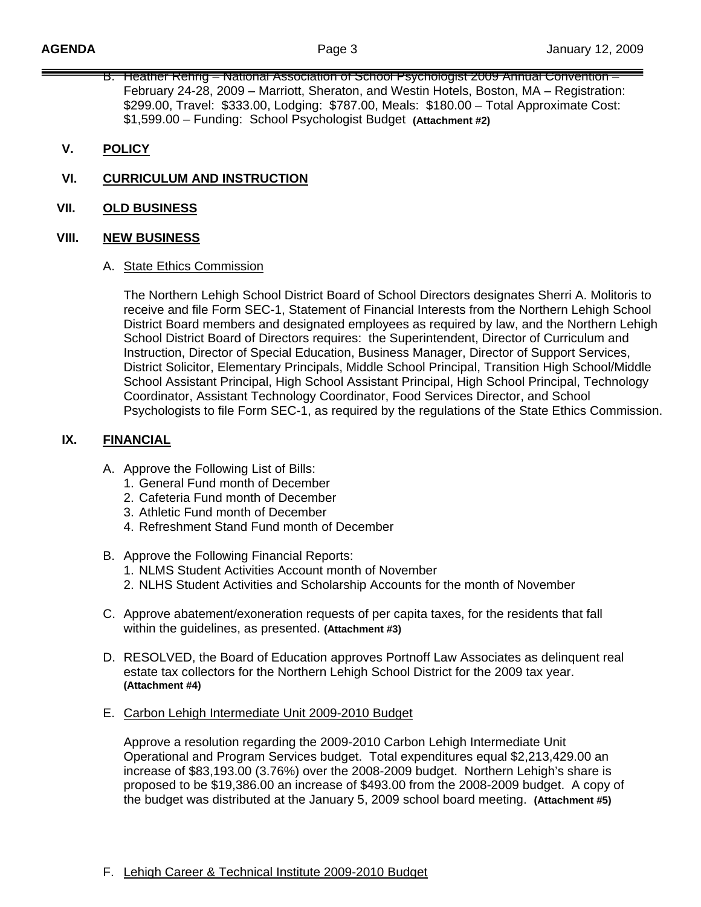B. Heather Rehrig – National Association of School Psychologist 2009 Annual Convention – February 24-28, 2009 – Marriott, Sheraton, and Westin Hotels, Boston, MA – Registration: $299.00, Travel: $333.00, Lodging: $787.00, Meals: $180.00 – Total Approximate Cost: $1,599.00 – Funding: School Psychologist Budget **(Attachment #2)**

## V. POLICY

## VI. CURRICULUM AND INSTRUCTION

## VII. OLD BUSINESS

## VIII. NEW BUSINESS

A. State Ethics Commission

The Northern Lehigh School District Board of School Directors designates Sherri A. Molitoris to receive and file Form SEC-1, Statement of Financial Interests from the Northern Lehigh School District Board members and designated employees as required by law, and the Northern Lehigh School District Board of Directors requires: the Superintendent, Director of Curriculum and Instruction, Director of Special Education, Business Manager, Director of Support Services, District Solicitor, Elementary Principals, Middle School Principal, Transition High School/Middle School Assistant Principal, High School Assistant Principal, High School Principal, Technology Coordinator, Assistant Technology Coordinator, Food Services Director, and School Psychologists to file Form SEC-1, as required by the regulations of the State Ethics Commission.

## IX. FINANCIAL

A. Approve the Following List of Bills:
1. General Fund month of December
2. Cafeteria Fund month of December
3. Athletic Fund month of December
4. Refreshment Stand Fund month of December

B. Approve the Following Financial Reports:
1. NLMS Student Activities Account month of November
2. NLHS Student Activities and Scholarship Accounts for the month of November

C. Approve abatement/exoneration requests of per capita taxes, for the residents that fall within the guidelines, as presented. **(Attachment #3)**

D. RESOLVED, the Board of Education approves Portnoff Law Associates as delinquent real estate tax collectors for the Northern Lehigh School District for the 2009 tax year. **(Attachment #4)**

E. Carbon Lehigh Intermediate Unit 2009-2010 Budget

Approve a resolution regarding the 2009-2010 Carbon Lehigh Intermediate Unit Operational and Program Services budget. Total expenditures equal $2,213,429.00 an increase of $83,193.00 (3.76%) over the 2008-2009 budget. Northern Lehigh's share is proposed to be $19,386.00 an increase of $493.00 from the 2008-2009 budget. A copy of the budget was distributed at the January 5, 2009 school board meeting. **(Attachment #5)**

F. Lehigh Career & Technical Institute 2009-2010 Budget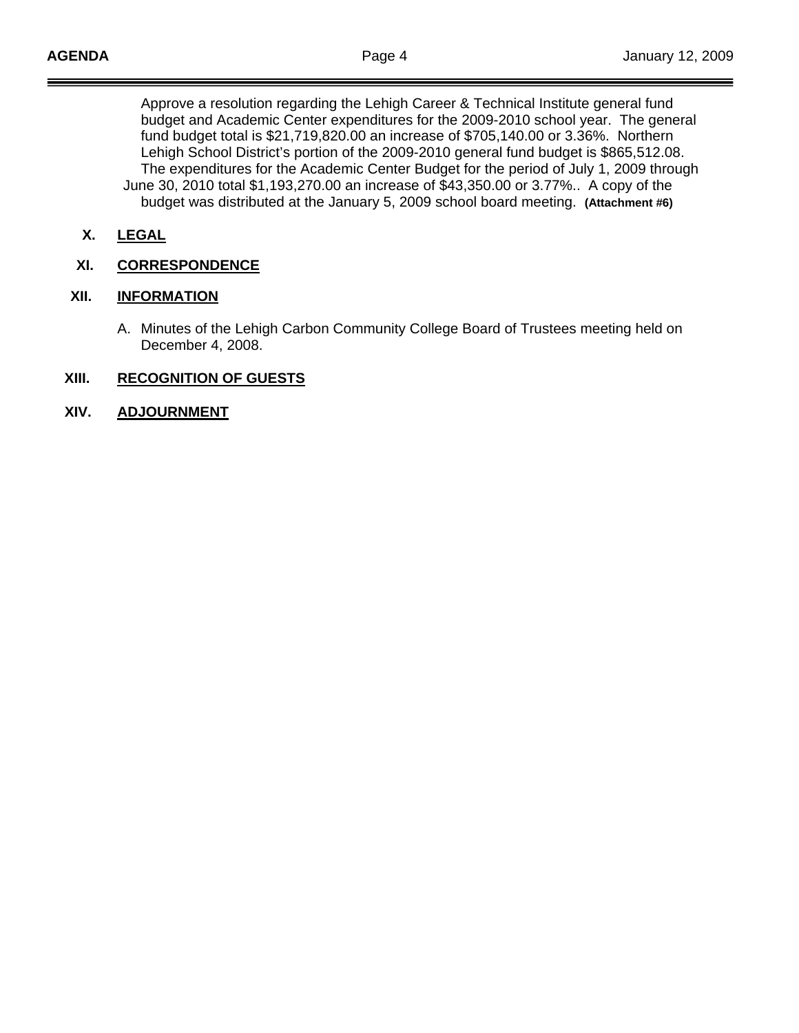Approve a resolution regarding the Lehigh Career & Technical Institute general fund budget and Academic Center expenditures for the 2009-2010 school year. The general fund budget total is $21,719,820.00 an increase of $705,140.00 or 3.36%. Northern Lehigh School District's portion of the 2009-2010 general fund budget is $865,512.08. The expenditures for the Academic Center Budget for the period of July 1, 2009 through June 30, 2010 total $1,193,270.00 an increase of $43,350.00 or 3.77%.. A copy of the budget was distributed at the January 5, 2009 school board meeting. **(Attachment #6)**

## X. LEGAL

## XI. CORRESPONDENCE

## XII. INFORMATION

A. Minutes of the Lehigh Carbon Community College Board of Trustees meeting held on December 4, 2008.

## XIII. RECOGNITION OF GUESTS

## XIV. ADJOURNMENT